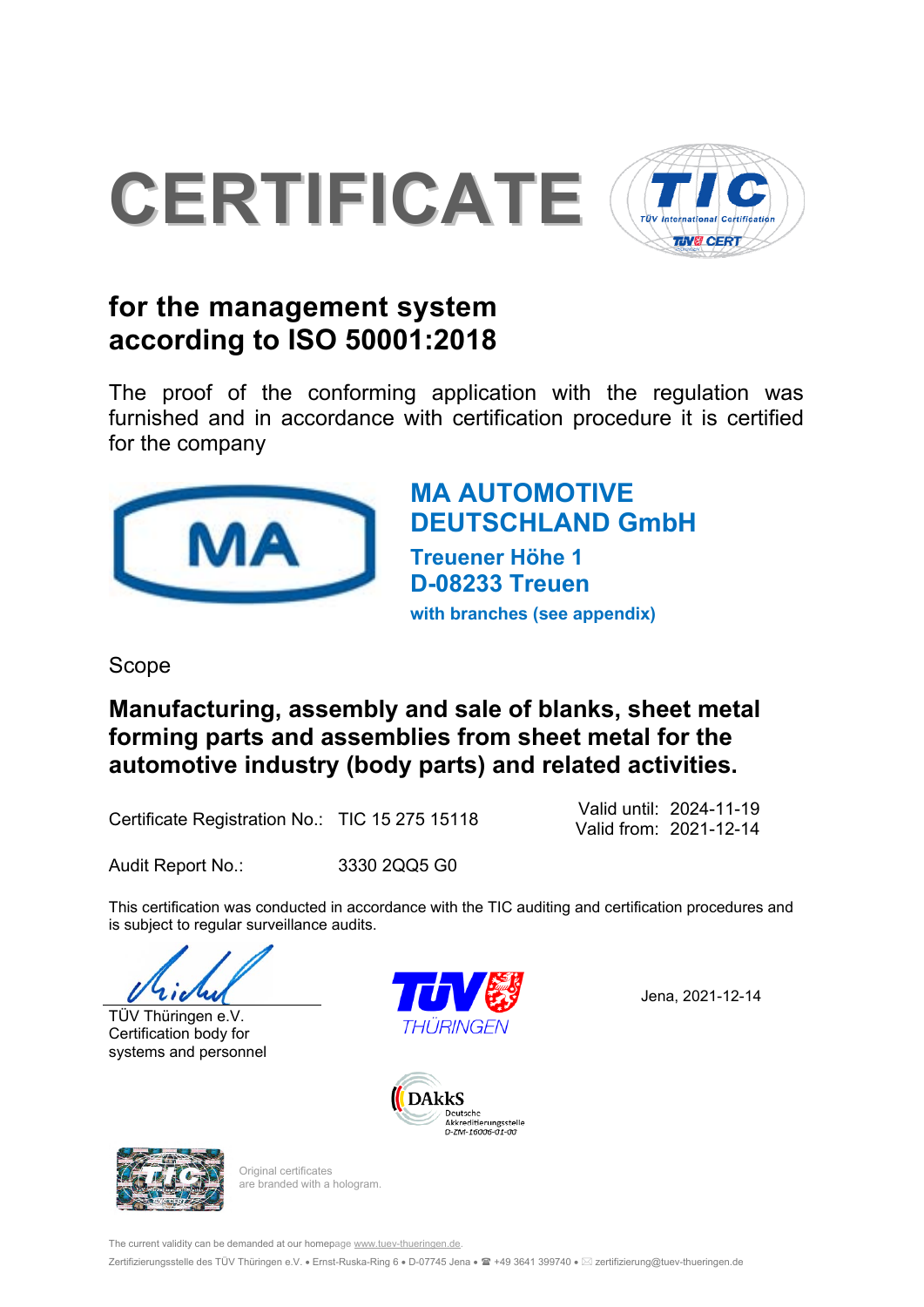# CERTIFICATE

## for the management system according to ISO 50001:2018

The proof of the conforming application with the regulation was furnished and in accordance with certification procedure it is certified for the company

**MA AUTOMOTIVE DEUTSCHLAND GmbH**
**Treuener Höhe 1**
**D-08233 Treuen**
**with branches (see appendix)**

Scope

**Manufacturing, assembly and sale of blanks, sheet metal forming parts and assemblies from sheet metal for the automotive industry (body parts) and related activities.**

Certificate Registration No.: TIC 15 275 15118

Valid until: 2024-11-19
Valid from: 2021-12-14

Audit Report No.: 3330 2QQ5 G0

This certification was conducted in accordance with the TIC auditing and certification procedures and is subject to regular surveillance audits.

TÜV Thüringen e.V.
Certification body for systems and personnel

Jena, 2021-12-14

DAkkS Deutsche Akkreditierungsstelle D-ZM-16006-01-00

Original certificates are branded with a hologram.

The current validity can be demanded at our homepage www.tuev-thueringen.de.

Zertifizierungsstelle des TÜV Thüringen e.V. • Ernst-Ruska-Ring 6 • D-07745 Jena • ☎ +49 3641 399740 • zertifizierung@tuev-thueringen.de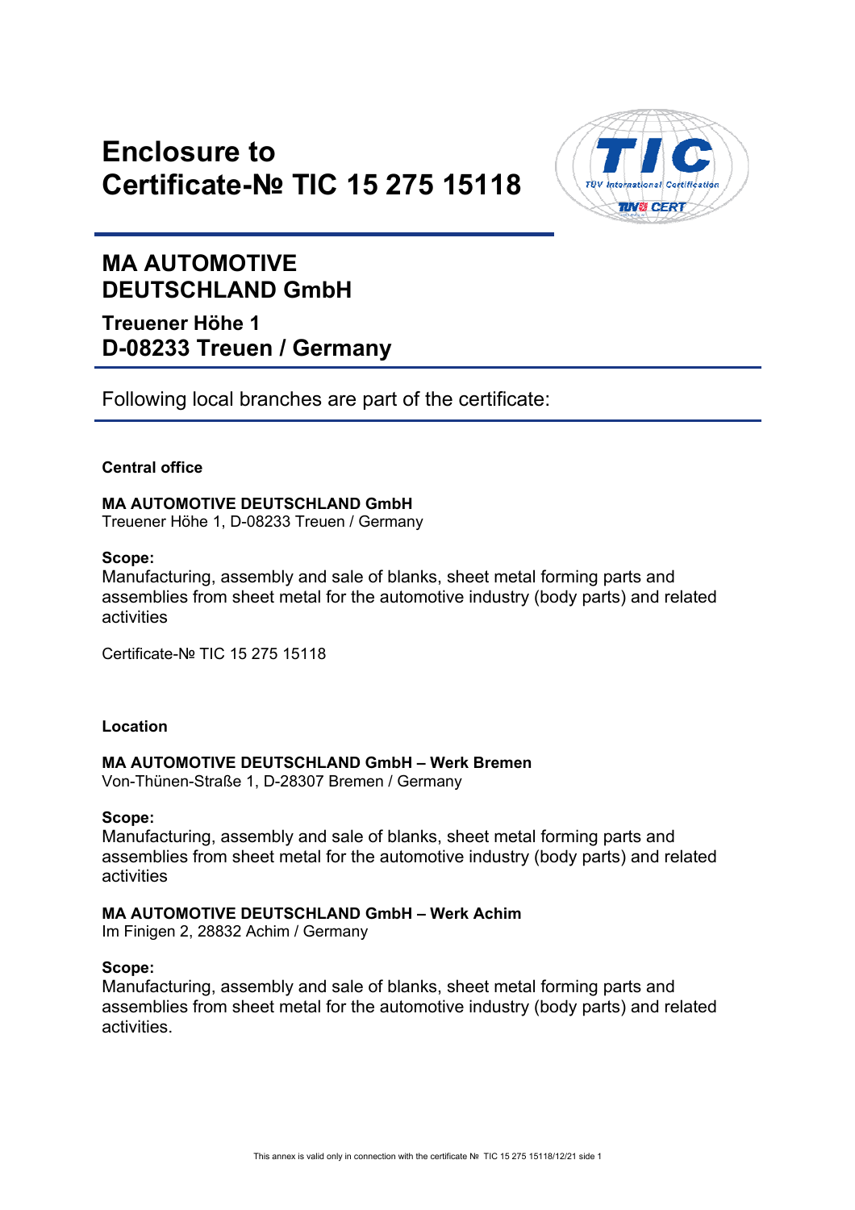# Enclosure to Certificate-№ TIC 15 275 15118

## MA AUTOMOTIVE DEUTSCHLAND GmbH

### Treuener Höhe 1
### D-08233 Treuen / Germany

Following local branches are part of the certificate:

**Central office**

**MA AUTOMOTIVE DEUTSCHLAND GmbH**
Treuener Höhe 1, D-08233 Treuen / Germany

**Scope:**
Manufacturing, assembly and sale of blanks, sheet metal forming parts and assemblies from sheet metal for the automotive industry (body parts) and related activities

Certificate-№ TIC 15 275 15118

**Location**

**MA AUTOMOTIVE DEUTSCHLAND GmbH – Werk Bremen**
Von-Thünen-Straße 1, D-28307 Bremen / Germany

**Scope:**
Manufacturing, assembly and sale of blanks, sheet metal forming parts and assemblies from sheet metal for the automotive industry (body parts) and related activities

**MA AUTOMOTIVE DEUTSCHLAND GmbH – Werk Achim**
Im Finigen 2, 28832 Achim / Germany

**Scope:**
Manufacturing, assembly and sale of blanks, sheet metal forming parts and assemblies from sheet metal for the automotive industry (body parts) and related activities.

This annex is valid only in connection with the certificate № TIC 15 275 15118/12/21 side 1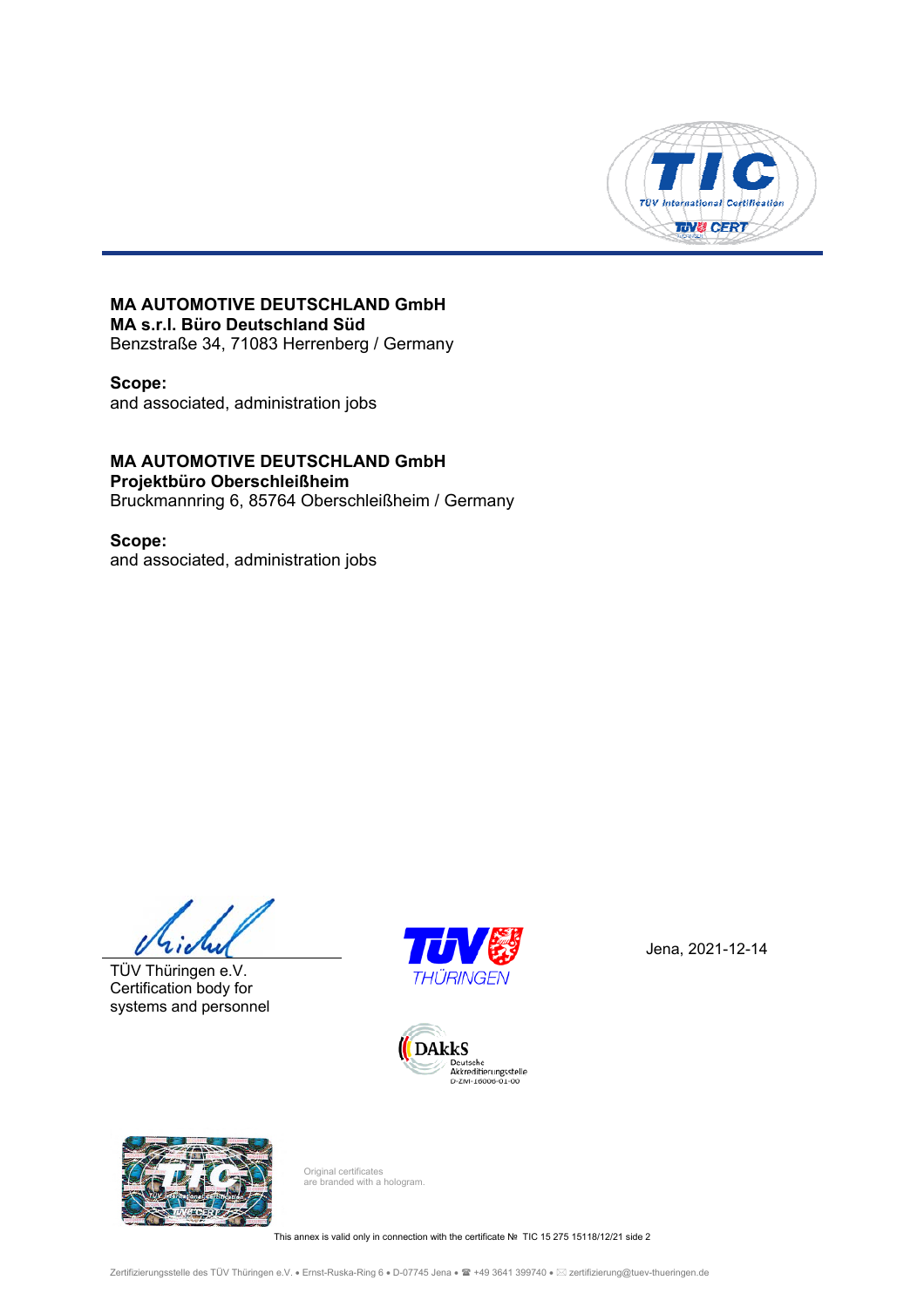**MA AUTOMOTIVE DEUTSCHLAND GmbH**
**MA s.r.l. Büro Deutschland Süd**
Benzstraße 34, 71083 Herrenberg / Germany

**Scope:**
and associated, administration jobs

**MA AUTOMOTIVE DEUTSCHLAND GmbH**
**Projektbüro Oberschleißheim**
Bruckmannring 6, 85764 Oberschleißheim / Germany

**Scope:**
and associated, administration jobs

TÜV Thüringen e.V.
Certification body for
systems and personnel

Jena, 2021-12-14

Original certificates
are branded with a hologram.

This annex is valid only in connection with the certificate № TIC 15 275 15118/12/21 side 2

Zertifizierungsstelle des TÜV Thüringen e.V. • Ernst-Ruska-Ring 6 • D-07745 Jena • ☎ +49 3641 399740 • zertifizierung@tuev-thueringen.de